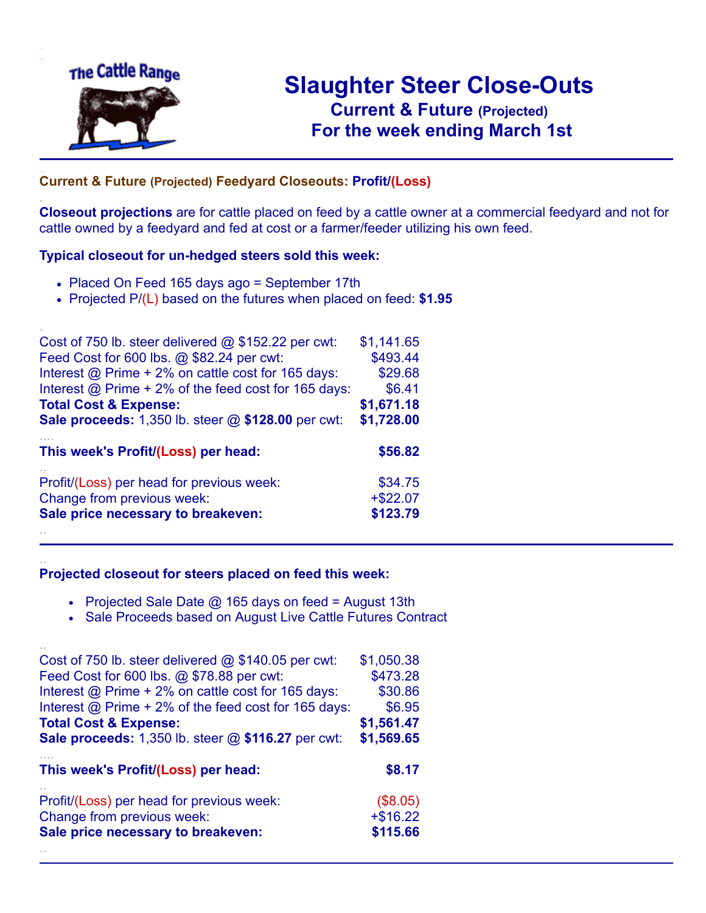The Cattle Range

# Slaughter Steer Close-Outs

## Current & Future (Projected)

## For the week ending March 1st

### Current & Future (Projected) Feedyard Closeouts: Profit/(Loss)

**Closeout projections** are for cattle placed on feed by a cattle owner at a commercial feedyard and not for cattle owned by a feedyard and fed at cost or a farmer/feeder utilizing his own feed.

**Typical closeout for un-hedged steers sold this week:**

- Placed On Feed 165 days ago = September 17th
- Projected P/(L) based on the futures when placed on feed: **$1.95**

| | |
|---|---|
| Cost of 750 lb. steer delivered @ $152.22 per cwt: | $1,141.65 |
| Feed Cost for 600 lbs. @ $82.24 per cwt: | $493.44 |
| Interest @ Prime + 2% on cattle cost for 165 days: | $29.68 |
| Interest @ Prime + 2% of the feed cost for 165 days: | $6.41 |
| **Total Cost & Expense:** | **$1,671.18** |
| **Sale proceeds:** 1,350 lb. steer @ **$128.00** per cwt: | **$1,728.00** |
| **This week's Profit/(Loss) per head:** | **$56.82** |
| Profit/(Loss) per head for previous week: | $34.75 |
| Change from previous week: | +$22.07 |
| **Sale price necessary to breakeven:** | **$123.79** |

**Projected closeout for steers placed on feed this week:**

- Projected Sale Date @ 165 days on feed = August 13th
- Sale Proceeds based on August Live Cattle Futures Contract

| | |
|---|---|
| Cost of 750 lb. steer delivered @ $140.05 per cwt: | $1,050.38 |
| Feed Cost for 600 lbs. @ $78.88 per cwt: | $473.28 |
| Interest @ Prime + 2% on cattle cost for 165 days: | $30.86 |
| Interest @ Prime + 2% of the feed cost for 165 days: | $6.95 |
| **Total Cost & Expense:** | **$1,561.47** |
| **Sale proceeds:** 1,350 lb. steer @ **$116.27** per cwt: | **$1,569.65** |
| **This week's Profit/(Loss) per head:** | **$8.17** |
| Profit/(Loss) per head for previous week: | ($8.05) |
| Change from previous week: | +$16.22 |
| **Sale price necessary to breakeven:** | **$115.66** |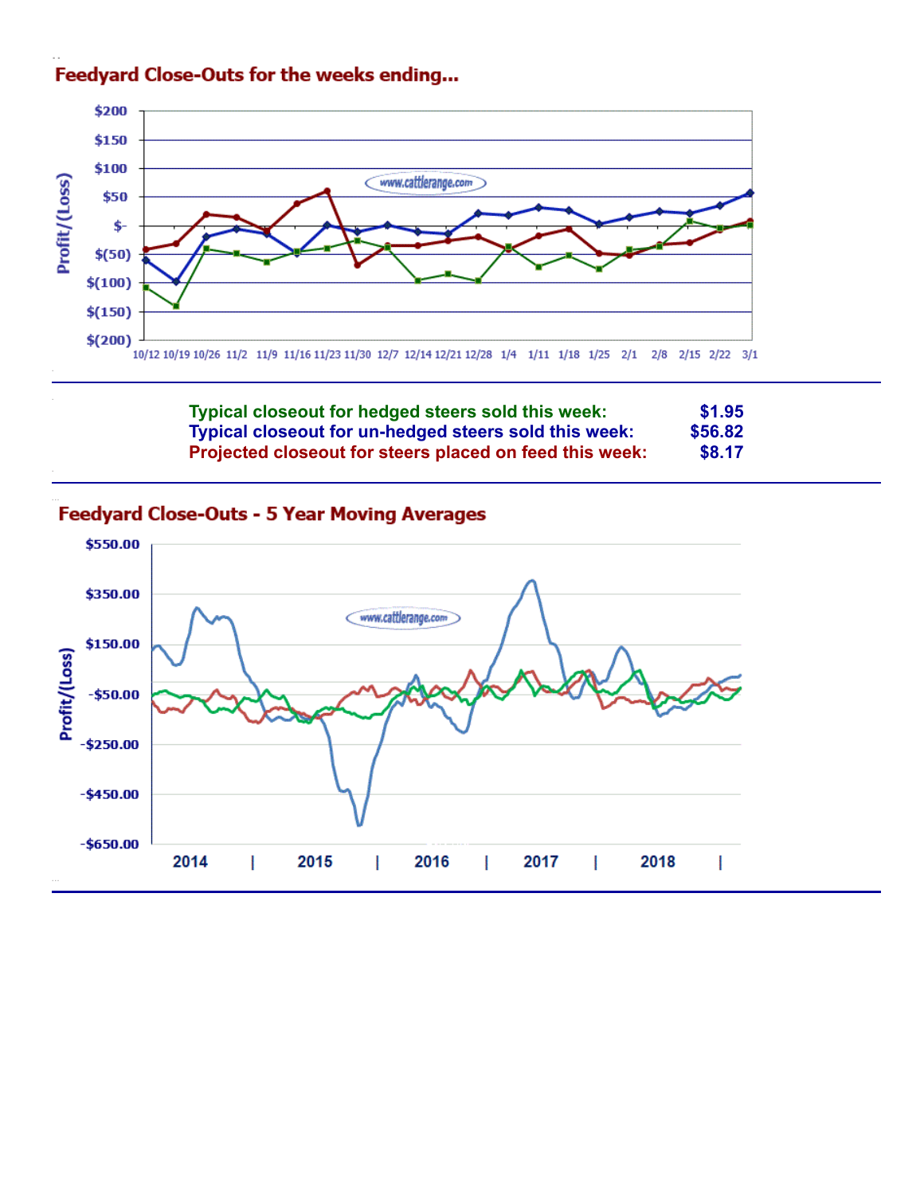## Feedyard Close-Outs for the weeks ending...

$200
$150
$100
$50
$-
$(50)
$(100)
$(150)
$(200)

Profit/(Loss)

www.cattlerange.com

10/12 10/19 10/26 11/2 11/9 11/16 11/23 11/30 12/7 12/14 12/21 12/28 1/4 1/11 1/18 1/25 2/1 2/8 2/15 2/22 3/1

| | |
|---|---|
| Typical closeout for hedged steers sold this week: | $1.95 |
| Typical closeout for un-hedged steers sold this week: | $56.82 |
| Projected closeout for steers placed on feed this week: | $8.17 |

## Feedyard Close-Outs - 5 Year Moving Averages

$550.00
$350.00
$150.00
-$50.00
-$250.00
-$450.00
-$650.00

Profit/(Loss)

www.cattlerange.com

2014 | 2015 | 2016 | 2017 | 2018 |